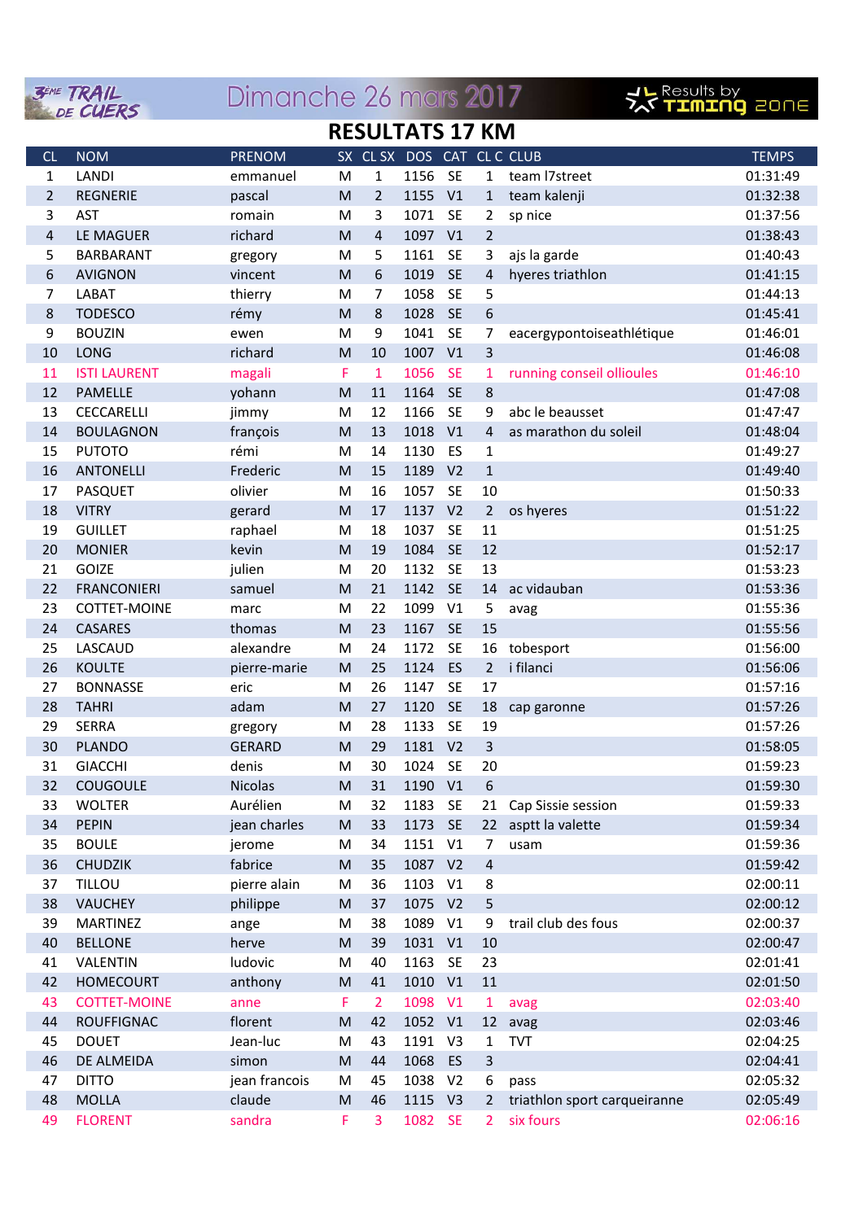3ème TRAIL DE CUERS — Dimanche 26 mars 2017 — Results by TIMING ZONE

# RESULTATS 17 KM

| CL | NOM | PRENOM | SX | CL SX | DOS | CAT | CL C | CLUB | TEMPS |
|---|---|---|---|---|---|---|---|---|---|
| 1 | LANDI | emmanuel | M | 1 | 1156 | SE | 1 | team l7street | 01:31:49 |
| 2 | REGNERIE | pascal | M | 2 | 1155 | V1 | 1 | team kalenji | 01:32:38 |
| 3 | AST | romain | M | 3 | 1071 | SE | 2 | sp nice | 01:37:56 |
| 4 | LE MAGUER | richard | M | 4 | 1097 | V1 | 2 | | 01:38:43 |
| 5 | BARBARANT | gregory | M | 5 | 1161 | SE | 3 | ajs la garde | 01:40:43 |
| 6 | AVIGNON | vincent | M | 6 | 1019 | SE | 4 | hyeres triathlon | 01:41:15 |
| 7 | LABAT | thierry | M | 7 | 1058 | SE | 5 | | 01:44:13 |
| 8 | TODESCO | rémy | M | 8 | 1028 | SE | 6 | | 01:45:41 |
| 9 | BOUZIN | ewen | M | 9 | 1041 | SE | 7 | eacergypontoiseathlétique | 01:46:01 |
| 10 | LONG | richard | M | 10 | 1007 | V1 | 3 | | 01:46:08 |
| 11 | ISTI LAURENT | magali | F | 1 | 1056 | SE | 1 | running conseil ollioules | 01:46:10 |
| 12 | PAMELLE | yohann | M | 11 | 1164 | SE | 8 | | 01:47:08 |
| 13 | CECCARELLI | jimmy | M | 12 | 1166 | SE | 9 | abc le beausset | 01:47:47 |
| 14 | BOULAGNON | françois | M | 13 | 1018 | V1 | 4 | as marathon du soleil | 01:48:04 |
| 15 | PUTOTO | rémi | M | 14 | 1130 | ES | 1 | | 01:49:27 |
| 16 | ANTONELLI | Frederic | M | 15 | 1189 | V2 | 1 | | 01:49:40 |
| 17 | PASQUET | olivier | M | 16 | 1057 | SE | 10 | | 01:50:33 |
| 18 | VITRY | gerard | M | 17 | 1137 | V2 | 2 | os hyeres | 01:51:22 |
| 19 | GUILLET | raphael | M | 18 | 1037 | SE | 11 | | 01:51:25 |
| 20 | MONIER | kevin | M | 19 | 1084 | SE | 12 | | 01:52:17 |
| 21 | GOIZE | julien | M | 20 | 1132 | SE | 13 | | 01:53:23 |
| 22 | FRANCONIERI | samuel | M | 21 | 1142 | SE | 14 | ac vidauban | 01:53:36 |
| 23 | COTTET-MOINE | marc | M | 22 | 1099 | V1 | 5 | avag | 01:55:36 |
| 24 | CASARES | thomas | M | 23 | 1167 | SE | 15 | | 01:55:56 |
| 25 | LASCAUD | alexandre | M | 24 | 1172 | SE | 16 | tobesport | 01:56:00 |
| 26 | KOULTE | pierre-marie | M | 25 | 1124 | ES | 2 | i filanci | 01:56:06 |
| 27 | BONNASSE | eric | M | 26 | 1147 | SE | 17 | | 01:57:16 |
| 28 | TAHRI | adam | M | 27 | 1120 | SE | 18 | cap garonne | 01:57:26 |
| 29 | SERRA | gregory | M | 28 | 1133 | SE | 19 | | 01:57:26 |
| 30 | PLANDO | GERARD | M | 29 | 1181 | V2 | 3 | | 01:58:05 |
| 31 | GIACCHI | denis | M | 30 | 1024 | SE | 20 | | 01:59:23 |
| 32 | COUGOULE | Nicolas | M | 31 | 1190 | V1 | 6 | | 01:59:30 |
| 33 | WOLTER | Aurélien | M | 32 | 1183 | SE | 21 | Cap Sissie session | 01:59:33 |
| 34 | PEPIN | jean charles | M | 33 | 1173 | SE | 22 | asptt la valette | 01:59:34 |
| 35 | BOULE | jerome | M | 34 | 1151 | V1 | 7 | usam | 01:59:36 |
| 36 | CHUDZIK | fabrice | M | 35 | 1087 | V2 | 4 | | 01:59:42 |
| 37 | TILLOU | pierre alain | M | 36 | 1103 | V1 | 8 | | 02:00:11 |
| 38 | VAUCHEY | philippe | M | 37 | 1075 | V2 | 5 | | 02:00:12 |
| 39 | MARTINEZ | ange | M | 38 | 1089 | V1 | 9 | trail club des fous | 02:00:37 |
| 40 | BELLONE | herve | M | 39 | 1031 | V1 | 10 | | 02:00:47 |
| 41 | VALENTIN | ludovic | M | 40 | 1163 | SE | 23 | | 02:01:41 |
| 42 | HOMECOURT | anthony | M | 41 | 1010 | V1 | 11 | | 02:01:50 |
| 43 | COTTET-MOINE | anne | F | 2 | 1098 | V1 | 1 | avag | 02:03:40 |
| 44 | ROUFFIGNAC | florent | M | 42 | 1052 | V1 | 12 | avag | 02:03:46 |
| 45 | DOUET | Jean-luc | M | 43 | 1191 | V3 | 1 | TVT | 02:04:25 |
| 46 | DE ALMEIDA | simon | M | 44 | 1068 | ES | 3 | | 02:04:41 |
| 47 | DITTO | jean francois | M | 45 | 1038 | V2 | 6 | pass | 02:05:32 |
| 48 | MOLLA | claude | M | 46 | 1115 | V3 | 2 | triathlon sport carqueiranne | 02:05:49 |
| 49 | FLORENT | sandra | F | 3 | 1082 | SE | 2 | six fours | 02:06:16 |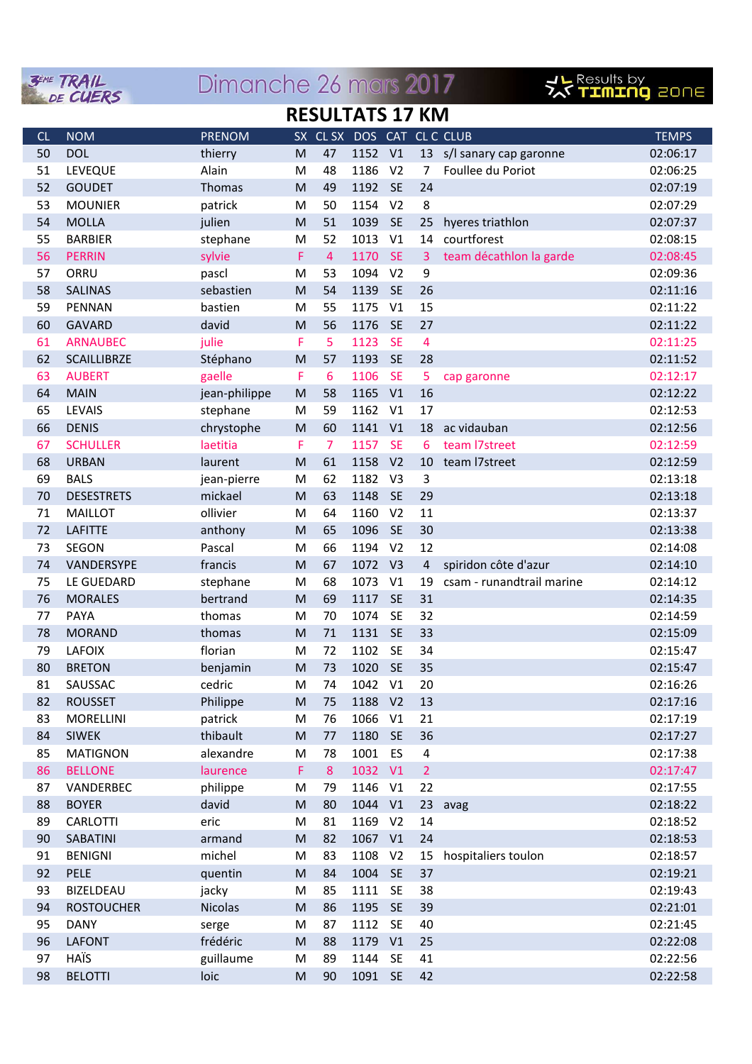3ème TRAIL DE CUERS — Dimanche 26 mars 2017 — Results by Timing Zone

# RESULTATS 17 KM

| CL | NOM | PRENOM | SX | CL SX | DOS | CAT | CL C | CLUB | TEMPS |
|---|---|---|---|---|---|---|---|---|---|
| 50 | DOL | thierry | M | 47 | 1152 | V1 | 13 | s/l sanary cap garonne | 02:06:17 |
| 51 | LEVEQUE | Alain | M | 48 | 1186 | V2 | 7 | Foullee du Poriot | 02:06:25 |
| 52 | GOUDET | Thomas | M | 49 | 1192 | SE | 24 | | 02:07:19 |
| 53 | MOUNIER | patrick | M | 50 | 1154 | V2 | 8 | | 02:07:29 |
| 54 | MOLLA | julien | M | 51 | 1039 | SE | 25 | hyeres triathlon | 02:07:37 |
| 55 | BARBIER | stephane | M | 52 | 1013 | V1 | 14 | courtforest | 02:08:15 |
| 56 | PERRIN | sylvie | F | 4 | 1170 | SE | 3 | team décathlon la garde | 02:08:45 |
| 57 | ORRU | pascl | M | 53 | 1094 | V2 | 9 | | 02:09:36 |
| 58 | SALINAS | sebastien | M | 54 | 1139 | SE | 26 | | 02:11:16 |
| 59 | PENNAN | bastien | M | 55 | 1175 | V1 | 15 | | 02:11:22 |
| 60 | GAVARD | david | M | 56 | 1176 | SE | 27 | | 02:11:22 |
| 61 | ARNAUBEC | julie | F | 5 | 1123 | SE | 4 | | 02:11:25 |
| 62 | SCAILLIBRZE | Stéphano | M | 57 | 1193 | SE | 28 | | 02:11:52 |
| 63 | AUBERT | gaelle | F | 6 | 1106 | SE | 5 | cap garonne | 02:12:17 |
| 64 | MAIN | jean-philippe | M | 58 | 1165 | V1 | 16 | | 02:12:22 |
| 65 | LEVAIS | stephane | M | 59 | 1162 | V1 | 17 | | 02:12:53 |
| 66 | DENIS | chrystophe | M | 60 | 1141 | V1 | 18 | ac vidauban | 02:12:56 |
| 67 | SCHULLER | laetitia | F | 7 | 1157 | SE | 6 | team l7street | 02:12:59 |
| 68 | URBAN | laurent | M | 61 | 1158 | V2 | 10 | team l7street | 02:12:59 |
| 69 | BALS | jean-pierre | M | 62 | 1182 | V3 | 3 | | 02:13:18 |
| 70 | DESESTRETS | mickael | M | 63 | 1148 | SE | 29 | | 02:13:18 |
| 71 | MAILLOT | ollivier | M | 64 | 1160 | V2 | 11 | | 02:13:37 |
| 72 | LAFITTE | anthony | M | 65 | 1096 | SE | 30 | | 02:13:38 |
| 73 | SEGON | Pascal | M | 66 | 1194 | V2 | 12 | | 02:14:08 |
| 74 | VANDERSYPE | francis | M | 67 | 1072 | V3 | 4 | spiridon côte d'azur | 02:14:10 |
| 75 | LE GUEDARD | stephane | M | 68 | 1073 | V1 | 19 | csam - runandtrail marine | 02:14:12 |
| 76 | MORALES | bertrand | M | 69 | 1117 | SE | 31 | | 02:14:35 |
| 77 | PAYA | thomas | M | 70 | 1074 | SE | 32 | | 02:14:59 |
| 78 | MORAND | thomas | M | 71 | 1131 | SE | 33 | | 02:15:09 |
| 79 | LAFOIX | florian | M | 72 | 1102 | SE | 34 | | 02:15:47 |
| 80 | BRETON | benjamin | M | 73 | 1020 | SE | 35 | | 02:15:47 |
| 81 | SAUSSAC | cedric | M | 74 | 1042 | V1 | 20 | | 02:16:26 |
| 82 | ROUSSET | Philippe | M | 75 | 1188 | V2 | 13 | | 02:17:16 |
| 83 | MORELLINI | patrick | M | 76 | 1066 | V1 | 21 | | 02:17:19 |
| 84 | SIWEK | thibault | M | 77 | 1180 | SE | 36 | | 02:17:27 |
| 85 | MATIGNON | alexandre | M | 78 | 1001 | ES | 4 | | 02:17:38 |
| 86 | BELLONE | laurence | F | 8 | 1032 | V1 | 2 | | 02:17:47 |
| 87 | VANDERBEC | philippe | M | 79 | 1146 | V1 | 22 | | 02:17:55 |
| 88 | BOYER | david | M | 80 | 1044 | V1 | 23 | avag | 02:18:22 |
| 89 | CARLOTTI | eric | M | 81 | 1169 | V2 | 14 | | 02:18:52 |
| 90 | SABATINI | armand | M | 82 | 1067 | V1 | 24 | | 02:18:53 |
| 91 | BENIGNI | michel | M | 83 | 1108 | V2 | 15 | hospitaliers toulon | 02:18:57 |
| 92 | PELE | quentin | M | 84 | 1004 | SE | 37 | | 02:19:21 |
| 93 | BIZELDEAU | jacky | M | 85 | 1111 | SE | 38 | | 02:19:43 |
| 94 | ROSTOUCHER | Nicolas | M | 86 | 1195 | SE | 39 | | 02:21:01 |
| 95 | DANY | serge | M | 87 | 1112 | SE | 40 | | 02:21:45 |
| 96 | LAFONT | frédéric | M | 88 | 1179 | V1 | 25 | | 02:22:08 |
| 97 | HAÏS | guillaume | M | 89 | 1144 | SE | 41 | | 02:22:56 |
| 98 | BELOTTI | loic | M | 90 | 1091 | SE | 42 | | 02:22:58 |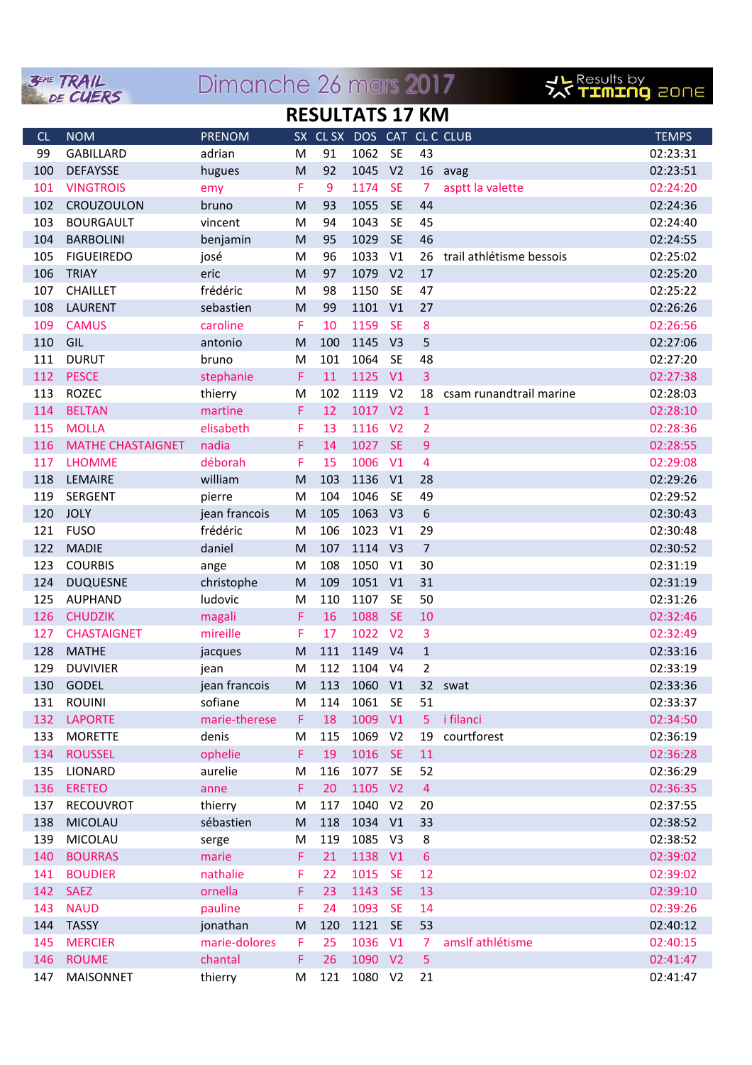3ème TRAIL DE CUERS — Dimanche 26 mars 2017 — Results by Timing Zone

# RESULTATS 17 KM

| CL | NOM | PRENOM | SX | CL SX | DOS | CAT | CL C | CLUB | TEMPS |
|---|---|---|---|---|---|---|---|---|---|
| 99 | GABILLARD | adrian | M | 91 | 1062 | SE | 43 | | 02:23:31 |
| 100 | DEFAYSSE | hugues | M | 92 | 1045 | V2 | 16 | avag | 02:23:51 |
| 101 | VINGTROIS | emy | F | 9 | 1174 | SE | 7 | asptt la valette | 02:24:20 |
| 102 | CROUZOULON | bruno | M | 93 | 1055 | SE | 44 | | 02:24:36 |
| 103 | BOURGAULT | vincent | M | 94 | 1043 | SE | 45 | | 02:24:40 |
| 104 | BARBOLINI | benjamin | M | 95 | 1029 | SE | 46 | | 02:24:55 |
| 105 | FIGUEIREDO | josé | M | 96 | 1033 | V1 | 26 | trail athlétisme bessois | 02:25:02 |
| 106 | TRIAY | eric | M | 97 | 1079 | V2 | 17 | | 02:25:20 |
| 107 | CHAILLET | frédéric | M | 98 | 1150 | SE | 47 | | 02:25:22 |
| 108 | LAURENT | sebastien | M | 99 | 1101 | V1 | 27 | | 02:26:26 |
| 109 | CAMUS | caroline | F | 10 | 1159 | SE | 8 | | 02:26:56 |
| 110 | GIL | antonio | M | 100 | 1145 | V3 | 5 | | 02:27:06 |
| 111 | DURUT | bruno | M | 101 | 1064 | SE | 48 | | 02:27:20 |
| 112 | PESCE | stephanie | F | 11 | 1125 | V1 | 3 | | 02:27:38 |
| 113 | ROZEC | thierry | M | 102 | 1119 | V2 | 18 | csam runandtrail marine | 02:28:03 |
| 114 | BELTAN | martine | F | 12 | 1017 | V2 | 1 | | 02:28:10 |
| 115 | MOLLA | elisabeth | F | 13 | 1116 | V2 | 2 | | 02:28:36 |
| 116 | MATHE CHASTAIGNET | nadia | F | 14 | 1027 | SE | 9 | | 02:28:55 |
| 117 | LHOMME | déborah | F | 15 | 1006 | V1 | 4 | | 02:29:08 |
| 118 | LEMAIRE | william | M | 103 | 1136 | V1 | 28 | | 02:29:26 |
| 119 | SERGENT | pierre | M | 104 | 1046 | SE | 49 | | 02:29:52 |
| 120 | JOLY | jean francois | M | 105 | 1063 | V3 | 6 | | 02:30:43 |
| 121 | FUSO | frédéric | M | 106 | 1023 | V1 | 29 | | 02:30:48 |
| 122 | MADIE | daniel | M | 107 | 1114 | V3 | 7 | | 02:30:52 |
| 123 | COURBIS | ange | M | 108 | 1050 | V1 | 30 | | 02:31:19 |
| 124 | DUQUESNE | christophe | M | 109 | 1051 | V1 | 31 | | 02:31:19 |
| 125 | AUPHAND | ludovic | M | 110 | 1107 | SE | 50 | | 02:31:26 |
| 126 | CHUDZIK | magali | F | 16 | 1088 | SE | 10 | | 02:32:46 |
| 127 | CHASTAIGNET | mireille | F | 17 | 1022 | V2 | 3 | | 02:32:49 |
| 128 | MATHE | jacques | M | 111 | 1149 | V4 | 1 | | 02:33:16 |
| 129 | DUVIVIER | jean | M | 112 | 1104 | V4 | 2 | | 02:33:19 |
| 130 | GODEL | jean francois | M | 113 | 1060 | V1 | 32 | swat | 02:33:36 |
| 131 | ROUINI | sofiane | M | 114 | 1061 | SE | 51 | | 02:33:37 |
| 132 | LAPORTE | marie-therese | F | 18 | 1009 | V1 | 5 | i filanci | 02:34:50 |
| 133 | MORETTE | denis | M | 115 | 1069 | V2 | 19 | courtforest | 02:36:19 |
| 134 | ROUSSEL | ophelie | F | 19 | 1016 | SE | 11 | | 02:36:28 |
| 135 | LIONARD | aurelie | M | 116 | 1077 | SE | 52 | | 02:36:29 |
| 136 | ERETEO | anne | F | 20 | 1105 | V2 | 4 | | 02:36:35 |
| 137 | RECOUVROT | thierry | M | 117 | 1040 | V2 | 20 | | 02:37:55 |
| 138 | MICOLAU | sébastien | M | 118 | 1034 | V1 | 33 | | 02:38:52 |
| 139 | MICOLAU | serge | M | 119 | 1085 | V3 | 8 | | 02:38:52 |
| 140 | BOURRAS | marie | F | 21 | 1138 | V1 | 6 | | 02:39:02 |
| 141 | BOUDIER | nathalie | F | 22 | 1015 | SE | 12 | | 02:39:02 |
| 142 | SAEZ | ornella | F | 23 | 1143 | SE | 13 | | 02:39:10 |
| 143 | NAUD | pauline | F | 24 | 1093 | SE | 14 | | 02:39:26 |
| 144 | TASSY | jonathan | M | 120 | 1121 | SE | 53 | | 02:40:12 |
| 145 | MERCIER | marie-dolores | F | 25 | 1036 | V1 | 7 | amslf athlétisme | 02:40:15 |
| 146 | ROUME | chantal | F | 26 | 1090 | V2 | 5 | | 02:41:47 |
| 147 | MAISONNET | thierry | M | 121 | 1080 | V2 | 21 | | 02:41:47 |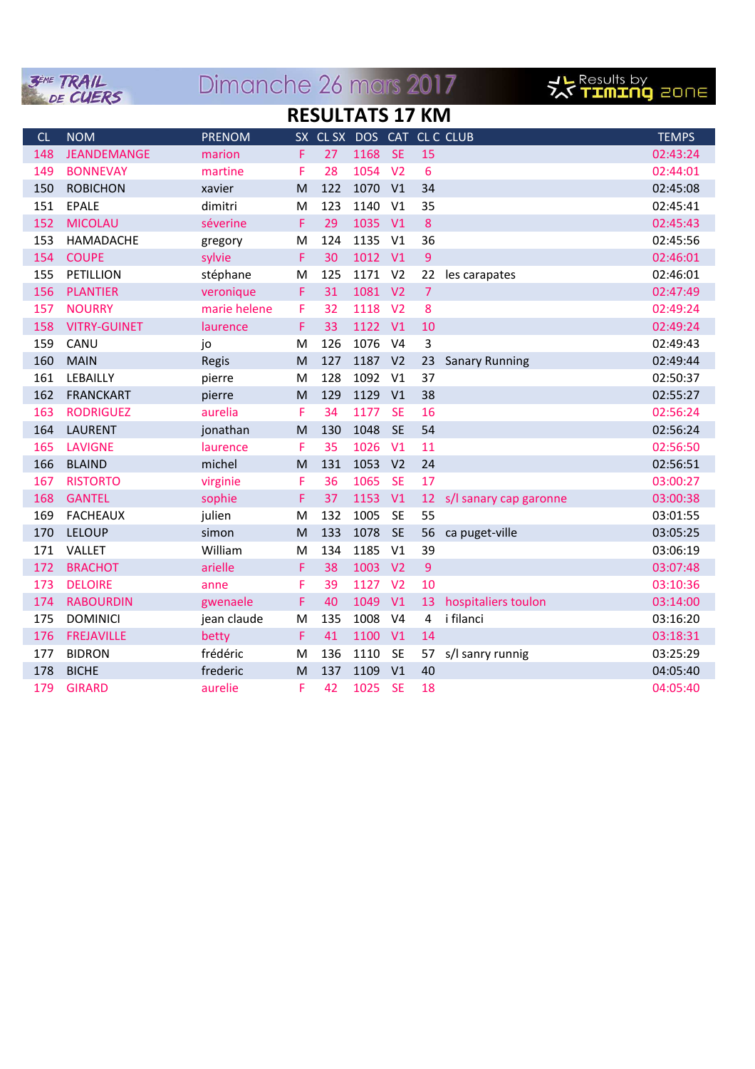3ème TRAIL DE CUERS — Dimanche 26 mars 2017 — Results by TIMING ZONE

## RESULTATS 17 KM

| CL | NOM | PRENOM | SX | CL SX | DOS | CAT | CL C | CLUB | TEMPS |
|---|---|---|---|---|---|---|---|---|---|
| 148 | JEANDEMANGE | marion | F | 27 | 1168 | SE | 15 | | 02:43:24 |
| 149 | BONNEVAY | martine | F | 28 | 1054 | V2 | 6 | | 02:44:01 |
| 150 | ROBICHON | xavier | M | 122 | 1070 | V1 | 34 | | 02:45:08 |
| 151 | EPALE | dimitri | M | 123 | 1140 | V1 | 35 | | 02:45:41 |
| 152 | MICOLAU | séverine | F | 29 | 1035 | V1 | 8 | | 02:45:43 |
| 153 | HAMADACHE | gregory | M | 124 | 1135 | V1 | 36 | | 02:45:56 |
| 154 | COUPE | sylvie | F | 30 | 1012 | V1 | 9 | | 02:46:01 |
| 155 | PETILLION | stéphane | M | 125 | 1171 | V2 | 22 | les carapates | 02:46:01 |
| 156 | PLANTIER | veronique | F | 31 | 1081 | V2 | 7 | | 02:47:49 |
| 157 | NOURRY | marie helene | F | 32 | 1118 | V2 | 8 | | 02:49:24 |
| 158 | VITRY-GUINET | laurence | F | 33 | 1122 | V1 | 10 | | 02:49:24 |
| 159 | CANU | jo | M | 126 | 1076 | V4 | 3 | | 02:49:43 |
| 160 | MAIN | Regis | M | 127 | 1187 | V2 | 23 | Sanary Running | 02:49:44 |
| 161 | LEBAILLY | pierre | M | 128 | 1092 | V1 | 37 | | 02:50:37 |
| 162 | FRANCKART | pierre | M | 129 | 1129 | V1 | 38 | | 02:55:27 |
| 163 | RODRIGUEZ | aurelia | F | 34 | 1177 | SE | 16 | | 02:56:24 |
| 164 | LAURENT | jonathan | M | 130 | 1048 | SE | 54 | | 02:56:24 |
| 165 | LAVIGNE | laurence | F | 35 | 1026 | V1 | 11 | | 02:56:50 |
| 166 | BLAIND | michel | M | 131 | 1053 | V2 | 24 | | 02:56:51 |
| 167 | RISTORTO | virginie | F | 36 | 1065 | SE | 17 | | 03:00:27 |
| 168 | GANTEL | sophie | F | 37 | 1153 | V1 | 12 | s/l sanary cap garonne | 03:00:38 |
| 169 | FACHEAUX | julien | M | 132 | 1005 | SE | 55 | | 03:01:55 |
| 170 | LELOUP | simon | M | 133 | 1078 | SE | 56 | ca puget-ville | 03:05:25 |
| 171 | VALLET | William | M | 134 | 1185 | V1 | 39 | | 03:06:19 |
| 172 | BRACHOT | arielle | F | 38 | 1003 | V2 | 9 | | 03:07:48 |
| 173 | DELOIRE | anne | F | 39 | 1127 | V2 | 10 | | 03:10:36 |
| 174 | RABOURDIN | gwenaele | F | 40 | 1049 | V1 | 13 | hospitaliers toulon | 03:14:00 |
| 175 | DOMINICI | jean claude | M | 135 | 1008 | V4 | 4 | i filanci | 03:16:20 |
| 176 | FREJAVILLE | betty | F | 41 | 1100 | V1 | 14 | | 03:18:31 |
| 177 | BIDRON | frédéric | M | 136 | 1110 | SE | 57 | s/l sanry runnig | 03:25:29 |
| 178 | BICHE | frederic | M | 137 | 1109 | V1 | 40 | | 04:05:40 |
| 179 | GIRARD | aurelie | F | 42 | 1025 | SE | 18 | | 04:05:40 |